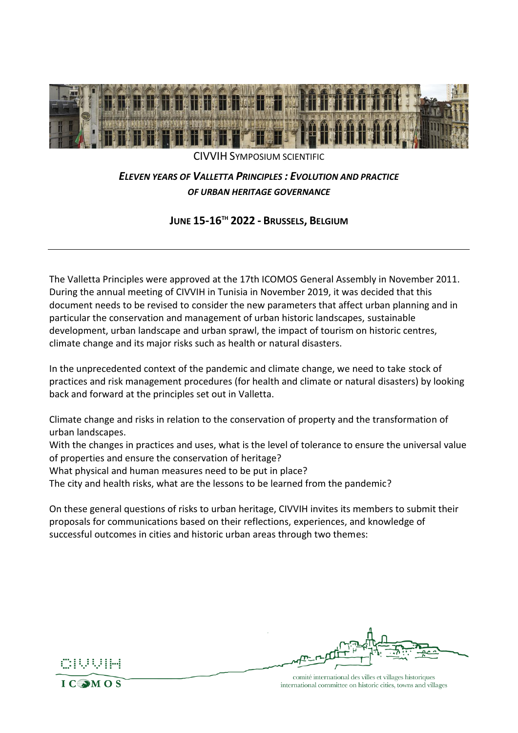CIVVIH SYMPOSIUM SCIENTIFIC

# *ELEVEN YEARS OF VALLETTA PRINCIPLES : EVOLUTION AND PRACTICE OF URBAN HERITAGE GOVERNANCE*

## JUNE 15-16TH 2022 - BRUSSELS, BELGIUM

---

The Valletta Principles were approved at the 17th ICOMOS General Assembly in November 2011. During the annual meeting of CIVVIH in Tunisia in November 2019, it was decided that this document needs to be revised to consider the new parameters that affect urban planning and in particular the conservation and management of urban historic landscapes, sustainable development, urban landscape and urban sprawl, the impact of tourism on historic centres, climate change and its major risks such as health or natural disasters.

In the unprecedented context of the pandemic and climate change, we need to take stock of practices and risk management procedures (for health and climate or natural disasters) by looking back and forward at the principles set out in Valletta.

Climate change and risks in relation to the conservation of property and the transformation of urban landscapes.
With the changes in practices and uses, what is the level of tolerance to ensure the universal value of properties and ensure the conservation of heritage?
What physical and human measures need to be put in place?
The city and health risks, what are the lessons to be learned from the pandemic?

On these general questions of risks to urban heritage, CIVVIH invites its members to submit their proposals for communications based on their reflections, experiences, and knowledge of successful outcomes in cities and historic urban areas through two themes: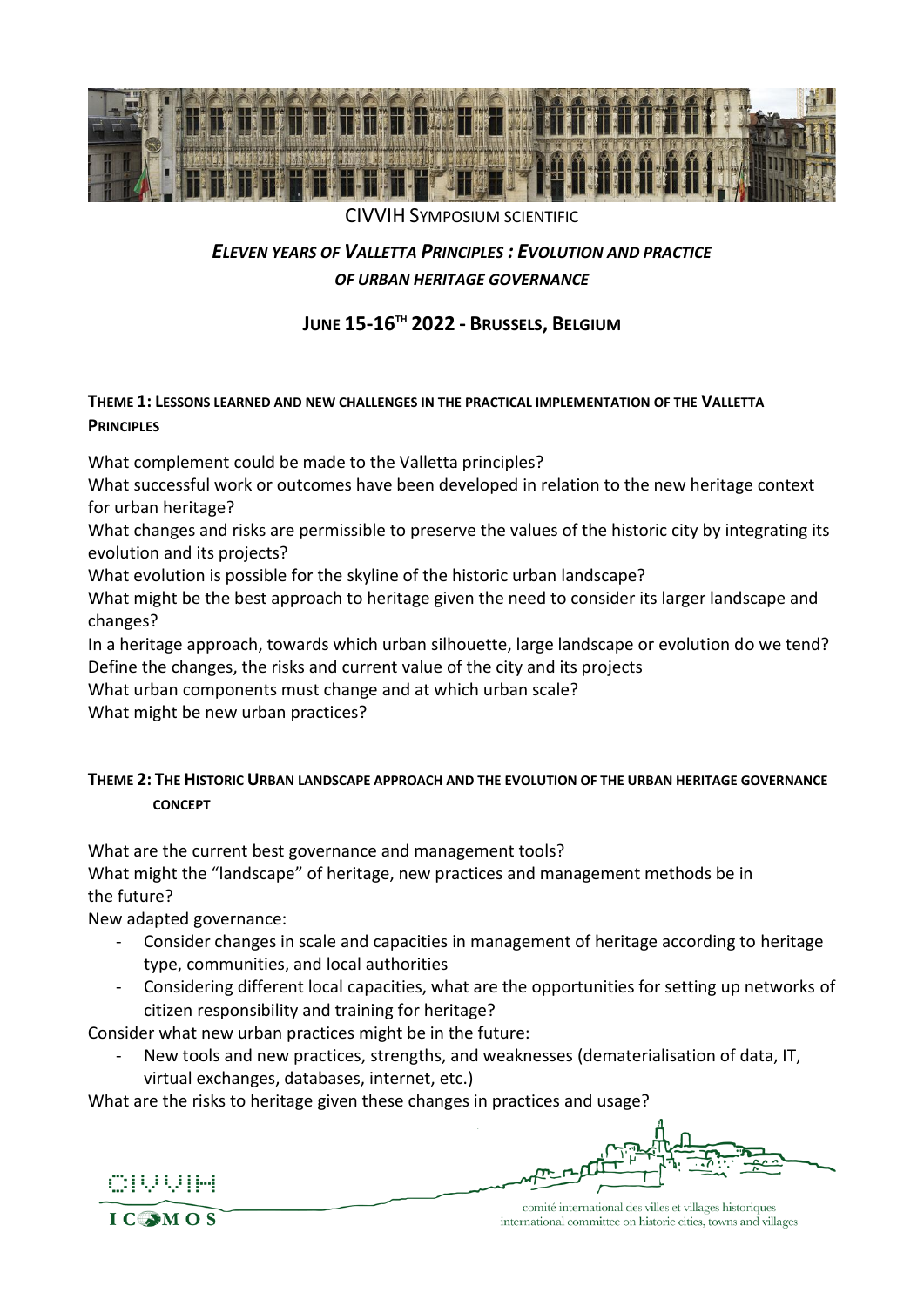CIVVIH SYMPOSIUM SCIENTIFIC

## *ELEVEN YEARS OF VALLETTA PRINCIPLES : EVOLUTION AND PRACTICE OF URBAN HERITAGE GOVERNANCE*

### JUNE 15-16TH 2022 - BRUSSELS, BELGIUM

---

**THEME 1: LESSONS LEARNED AND NEW CHALLENGES IN THE PRACTICAL IMPLEMENTATION OF THE VALLETTA PRINCIPLES**

What complement could be made to the Valletta principles?
What successful work or outcomes have been developed in relation to the new heritage context for urban heritage?
What changes and risks are permissible to preserve the values of the historic city by integrating its evolution and its projects?
What evolution is possible for the skyline of the historic urban landscape?
What might be the best approach to heritage given the need to consider its larger landscape and changes?
In a heritage approach, towards which urban silhouette, large landscape or evolution do we tend?
Define the changes, the risks and current value of the city and its projects
What urban components must change and at which urban scale?
What might be new urban practices?

**THEME 2: THE HISTORIC URBAN LANDSCAPE APPROACH AND THE EVOLUTION OF THE URBAN HERITAGE GOVERNANCE CONCEPT**

What are the current best governance and management tools?
What might the "landscape" of heritage, new practices and management methods be in the future?
New adapted governance:

- Consider changes in scale and capacities in management of heritage according to heritage type, communities, and local authorities
- Considering different local capacities, what are the opportunities for setting up networks of citizen responsibility and training for heritage?

Consider what new urban practices might be in the future:

- New tools and new practices, strengths, and weaknesses (dematerialisation of data, IT, virtual exchanges, databases, internet, etc.)

What are the risks to heritage given these changes in practices and usage?

CIVVIH
ICOMOS

comité international des villes et villages historiques
international committee on historic cities, towns and villages